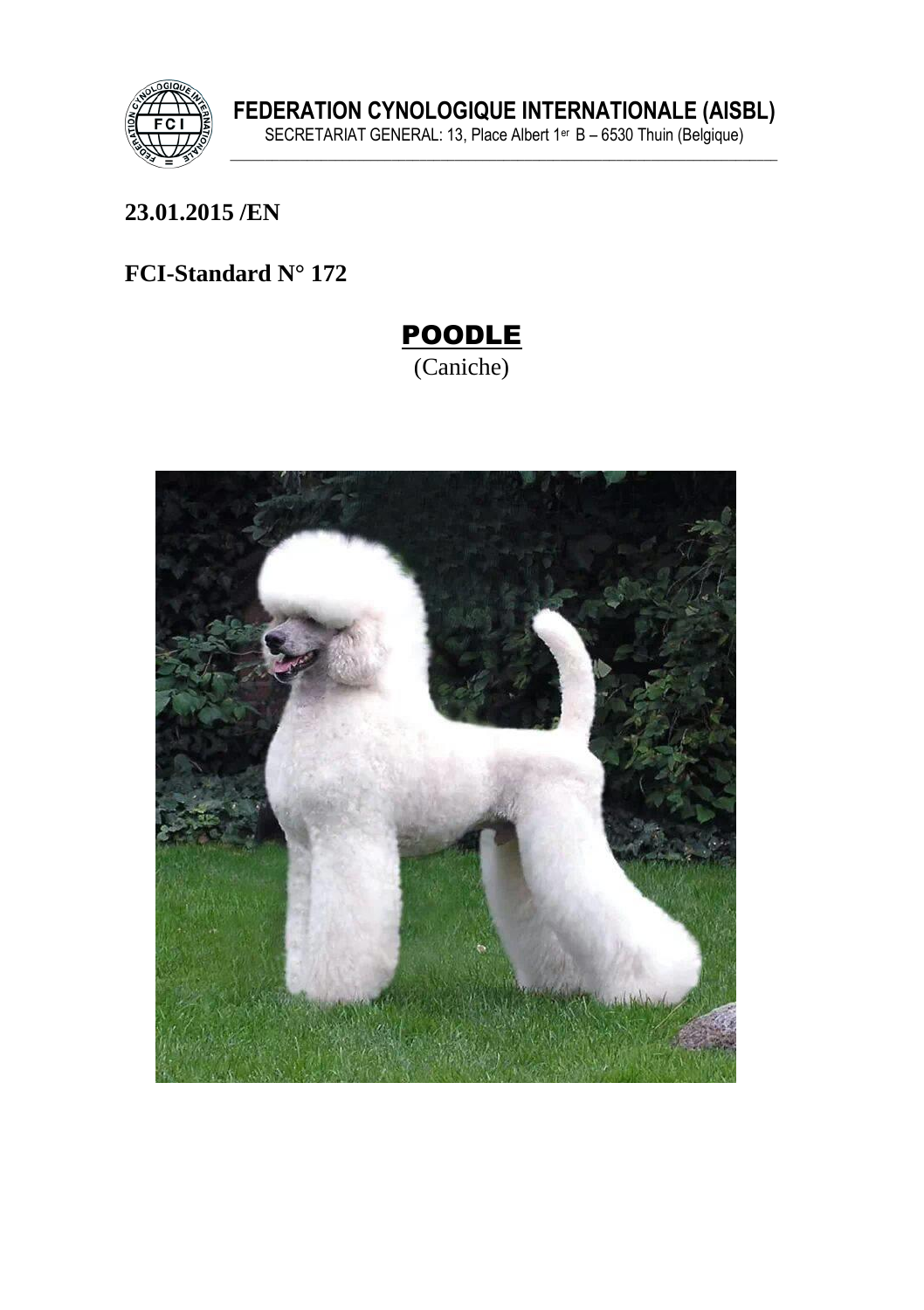FEDERATION CYNOLOGIQUE INTERNATIONALE (AISBL)
SECRETARIAT GENERAL: 13, Place Albert 1er B – 6530 Thuin (Belgique)

**23.01.2015 /EN**

**FCI-Standard N° 172**

# POODLE

(Caniche)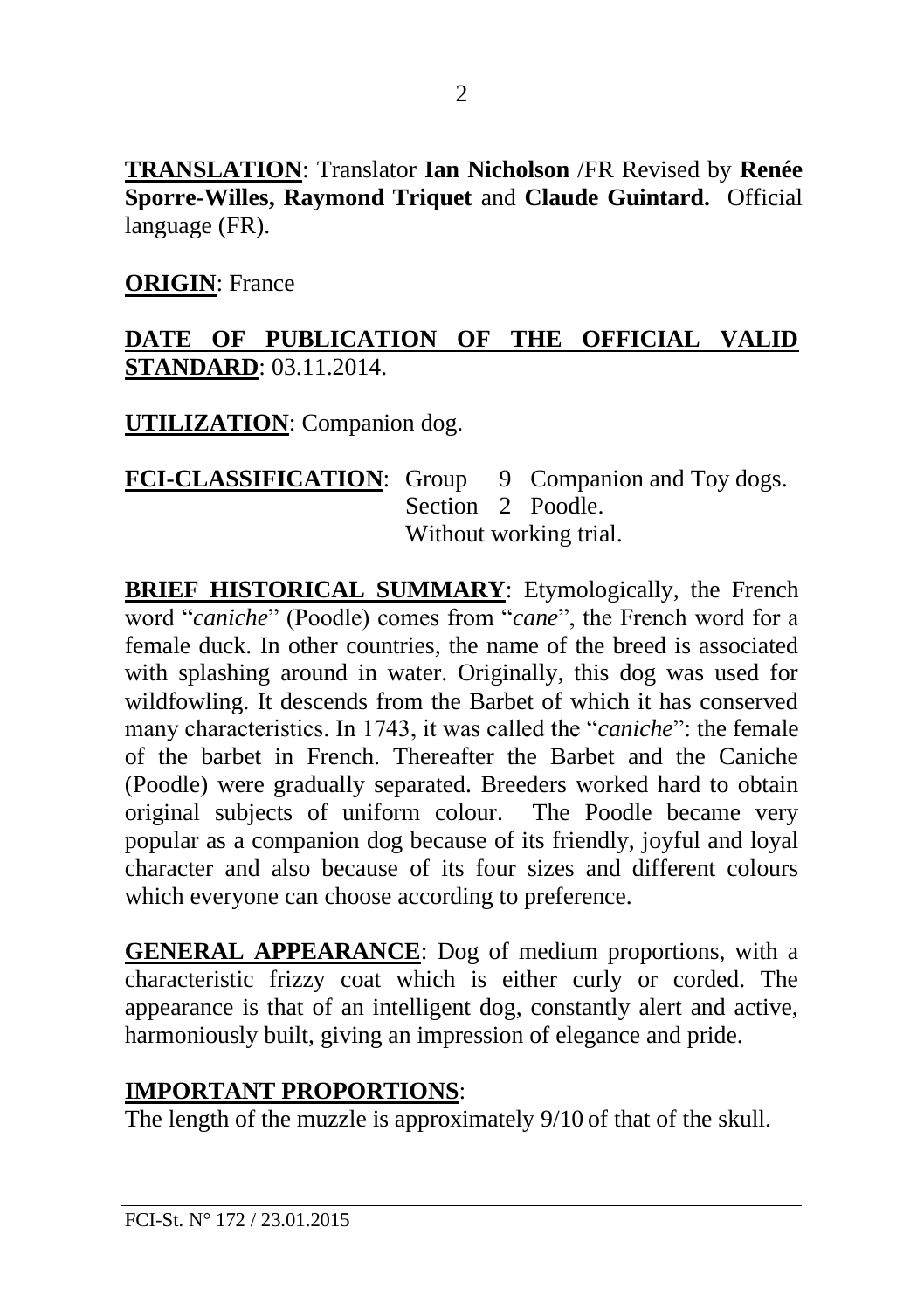**TRANSLATION**: Translator **Ian Nicholson** /FR Revised by **Renée Sporre-Willes, Raymond Triquet** and **Claude Guintard.** Official language (FR).

**ORIGIN**: France

**DATE OF PUBLICATION OF THE OFFICIAL VALID STANDARD**: 03.11.2014.

**UTILIZATION**: Companion dog.

**FCI-CLASSIFICATION**: Group 9 Companion and Toy dogs.
Section 2 Poodle.
Without working trial.

**BRIEF HISTORICAL SUMMARY**: Etymologically, the French word "*caniche*" (Poodle) comes from "*cane*", the French word for a female duck. In other countries, the name of the breed is associated with splashing around in water. Originally, this dog was used for wildfowling. It descends from the Barbet of which it has conserved many characteristics. In 1743, it was called the "*caniche*": the female of the barbet in French. Thereafter the Barbet and the Caniche (Poodle) were gradually separated. Breeders worked hard to obtain original subjects of uniform colour. The Poodle became very popular as a companion dog because of its friendly, joyful and loyal character and also because of its four sizes and different colours which everyone can choose according to preference.

**GENERAL APPEARANCE**: Dog of medium proportions, with a characteristic frizzy coat which is either curly or corded. The appearance is that of an intelligent dog, constantly alert and active, harmoniously built, giving an impression of elegance and pride.

**IMPORTANT PROPORTIONS**:
The length of the muzzle is approximately 9/10 of that of the skull.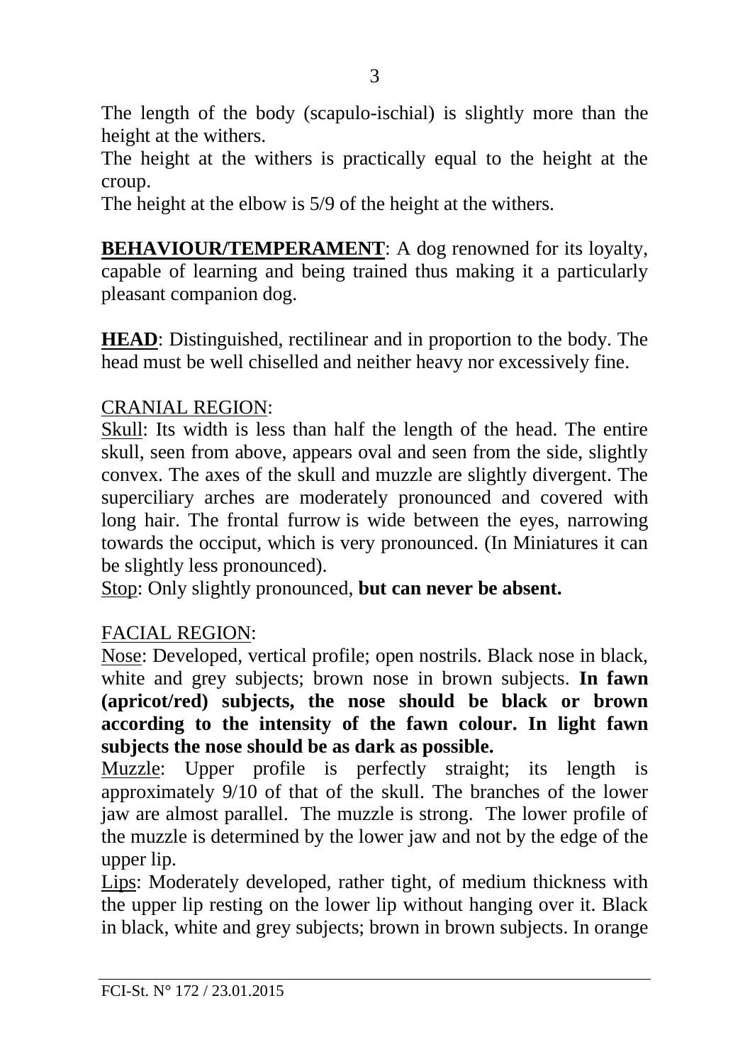The length of the body (scapulo-ischial) is slightly more than the height at the withers.
The height at the withers is practically equal to the height at the croup.
The height at the elbow is 5/9 of the height at the withers.

**BEHAVIOUR/TEMPERAMENT**: A dog renowned for its loyalty, capable of learning and being trained thus making it a particularly pleasant companion dog.

**HEAD**: Distinguished, rectilinear and in proportion to the body. The head must be well chiselled and neither heavy nor excessively fine.

CRANIAL REGION:
Skull: Its width is less than half the length of the head. The entire skull, seen from above, appears oval and seen from the side, slightly convex. The axes of the skull and muzzle are slightly divergent. The superciliary arches are moderately pronounced and covered with long hair. The frontal furrow is wide between the eyes, narrowing towards the occiput, which is very pronounced. (In Miniatures it can be slightly less pronounced).
Stop: Only slightly pronounced, **but can never be absent.**

FACIAL REGION:
Nose: Developed, vertical profile; open nostrils. Black nose in black, white and grey subjects; brown nose in brown subjects. **In fawn (apricot/red) subjects, the nose should be black or brown according to the intensity of the fawn colour. In light fawn subjects the nose should be as dark as possible.**
Muzzle: Upper profile is perfectly straight; its length is approximately 9/10 of that of the skull. The branches of the lower jaw are almost parallel. The muzzle is strong. The lower profile of the muzzle is determined by the lower jaw and not by the edge of the upper lip.
Lips: Moderately developed, rather tight, of medium thickness with the upper lip resting on the lower lip without hanging over it. Black in black, white and grey subjects; brown in brown subjects. In orange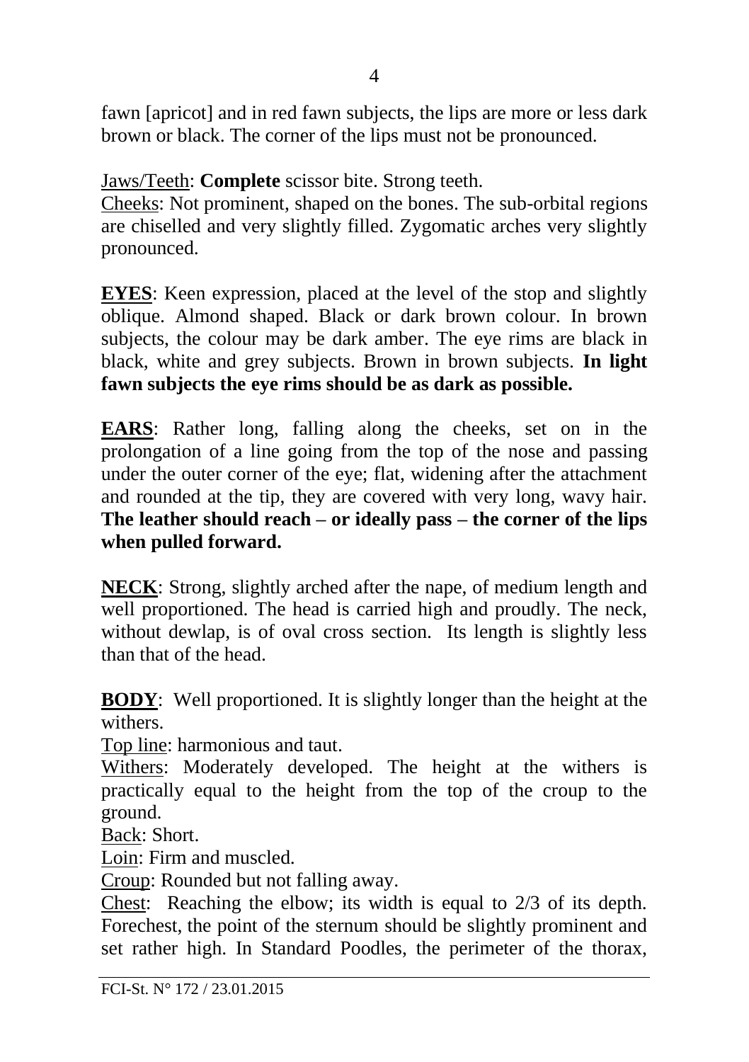fawn [apricot] and in red fawn subjects, the lips are more or less dark brown or black. The corner of the lips must not be pronounced.

Jaws/Teeth: **Complete** scissor bite. Strong teeth.
Cheeks: Not prominent, shaped on the bones. The sub-orbital regions are chiselled and very slightly filled. Zygomatic arches very slightly pronounced.

**EYES**: Keen expression, placed at the level of the stop and slightly oblique. Almond shaped. Black or dark brown colour. In brown subjects, the colour may be dark amber. The eye rims are black in black, white and grey subjects. Brown in brown subjects. **In light fawn subjects the eye rims should be as dark as possible.**

**EARS**: Rather long, falling along the cheeks, set on in the prolongation of a line going from the top of the nose and passing under the outer corner of the eye; flat, widening after the attachment and rounded at the tip, they are covered with very long, wavy hair. **The leather should reach – or ideally pass – the corner of the lips when pulled forward.**

**NECK**: Strong, slightly arched after the nape, of medium length and well proportioned. The head is carried high and proudly. The neck, without dewlap, is of oval cross section. Its length is slightly less than that of the head.

**BODY**: Well proportioned. It is slightly longer than the height at the withers.
Top line: harmonious and taut.
Withers: Moderately developed. The height at the withers is practically equal to the height from the top of the croup to the ground.
Back: Short.
Loin: Firm and muscled.
Croup: Rounded but not falling away.
Chest: Reaching the elbow; its width is equal to 2/3 of its depth. Forechest, the point of the sternum should be slightly prominent and set rather high. In Standard Poodles, the perimeter of the thorax,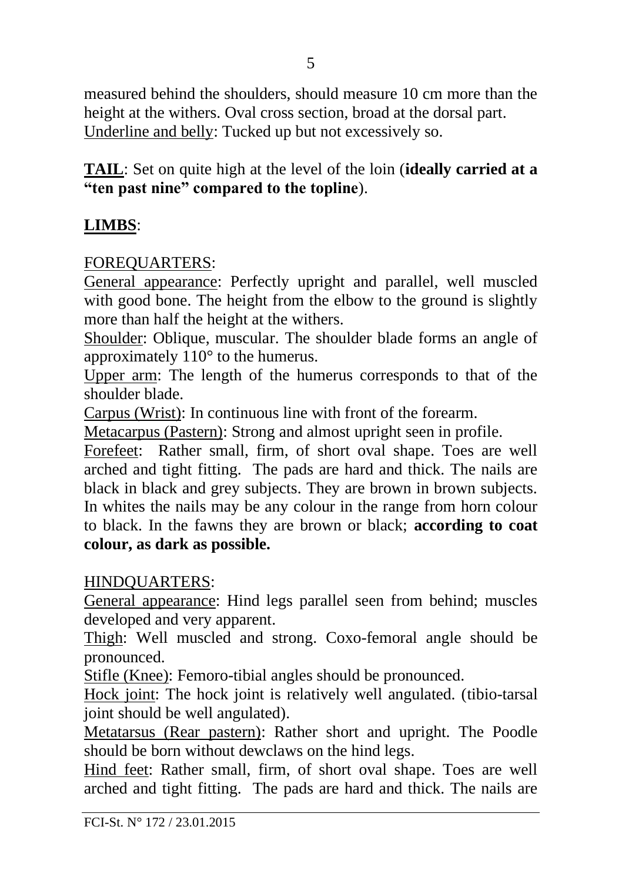measured behind the shoulders, should measure 10 cm more than the height at the withers. Oval cross section, broad at the dorsal part.
Underline and belly: Tucked up but not excessively so.

**TAIL**: Set on quite high at the level of the loin (**ideally carried at a "ten past nine" compared to the topline**).

**LIMBS**:

FOREQUARTERS:
General appearance: Perfectly upright and parallel, well muscled with good bone. The height from the elbow to the ground is slightly more than half the height at the withers.
Shoulder: Oblique, muscular. The shoulder blade forms an angle of approximately 110° to the humerus.
Upper arm: The length of the humerus corresponds to that of the shoulder blade.
Carpus (Wrist): In continuous line with front of the forearm.
Metacarpus (Pastern): Strong and almost upright seen in profile.
Forefeet: Rather small, firm, of short oval shape. Toes are well arched and tight fitting. The pads are hard and thick. The nails are black in black and grey subjects. They are brown in brown subjects. In whites the nails may be any colour in the range from horn colour to black. In the fawns they are brown or black; **according to coat colour, as dark as possible.**

HINDQUARTERS:
General appearance: Hind legs parallel seen from behind; muscles developed and very apparent.
Thigh: Well muscled and strong. Coxo-femoral angle should be pronounced.
Stifle (Knee): Femoro-tibial angles should be pronounced.
Hock joint: The hock joint is relatively well angulated. (tibio-tarsal joint should be well angulated).
Metatarsus (Rear pastern): Rather short and upright. The Poodle should be born without dewclaws on the hind legs.
Hind feet: Rather small, firm, of short oval shape. Toes are well arched and tight fitting. The pads are hard and thick. The nails are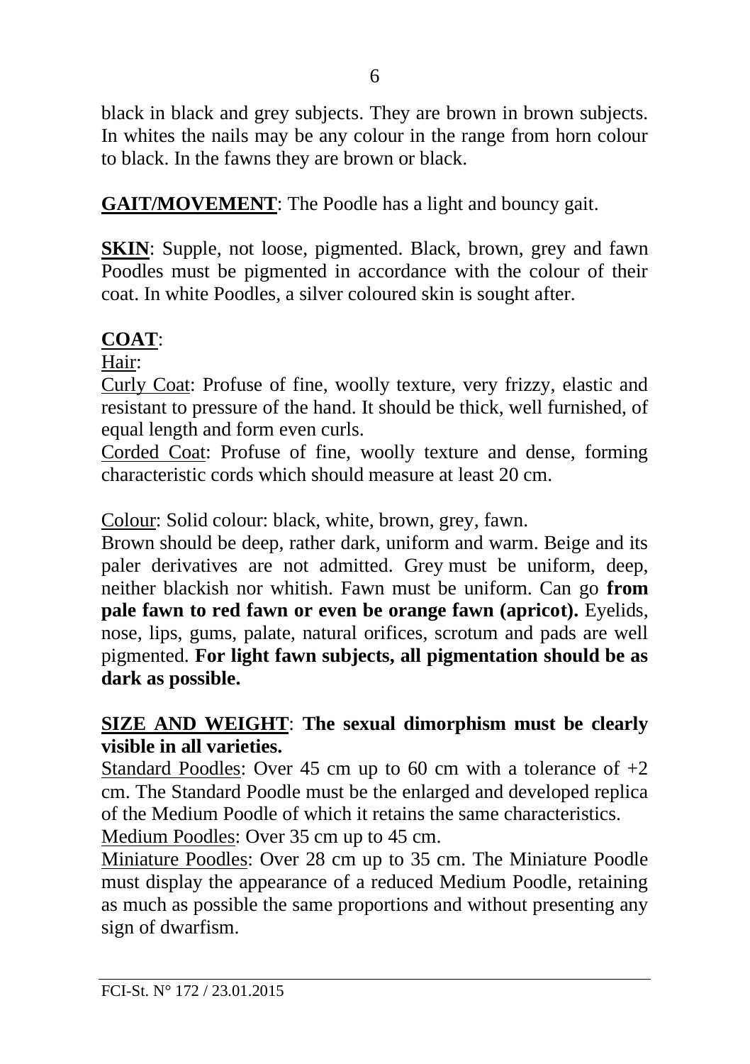black in black and grey subjects. They are brown in brown subjects. In whites the nails may be any colour in the range from horn colour to black. In the fawns they are brown or black.

**GAIT/MOVEMENT**: The Poodle has a light and bouncy gait.

**SKIN**: Supple, not loose, pigmented. Black, brown, grey and fawn Poodles must be pigmented in accordance with the colour of their coat. In white Poodles, a silver coloured skin is sought after.

**COAT**:

Hair:

Curly Coat: Profuse of fine, woolly texture, very frizzy, elastic and resistant to pressure of the hand. It should be thick, well furnished, of equal length and form even curls.

Corded Coat: Profuse of fine, woolly texture and dense, forming characteristic cords which should measure at least 20 cm.

Colour: Solid colour: black, white, brown, grey, fawn.

Brown should be deep, rather dark, uniform and warm. Beige and its paler derivatives are not admitted. Grey must be uniform, deep, neither blackish nor whitish. Fawn must be uniform. Can go **from pale fawn to red fawn or even be orange fawn (apricot).** Eyelids, nose, lips, gums, palate, natural orifices, scrotum and pads are well pigmented. **For light fawn subjects, all pigmentation should be as dark as possible.**

**SIZE AND WEIGHT**: **The sexual dimorphism must be clearly visible in all varieties.**

Standard Poodles: Over 45 cm up to 60 cm with a tolerance of +2 cm. The Standard Poodle must be the enlarged and developed replica of the Medium Poodle of which it retains the same characteristics.

Medium Poodles: Over 35 cm up to 45 cm.

Miniature Poodles: Over 28 cm up to 35 cm. The Miniature Poodle must display the appearance of a reduced Medium Poodle, retaining as much as possible the same proportions and without presenting any sign of dwarfism.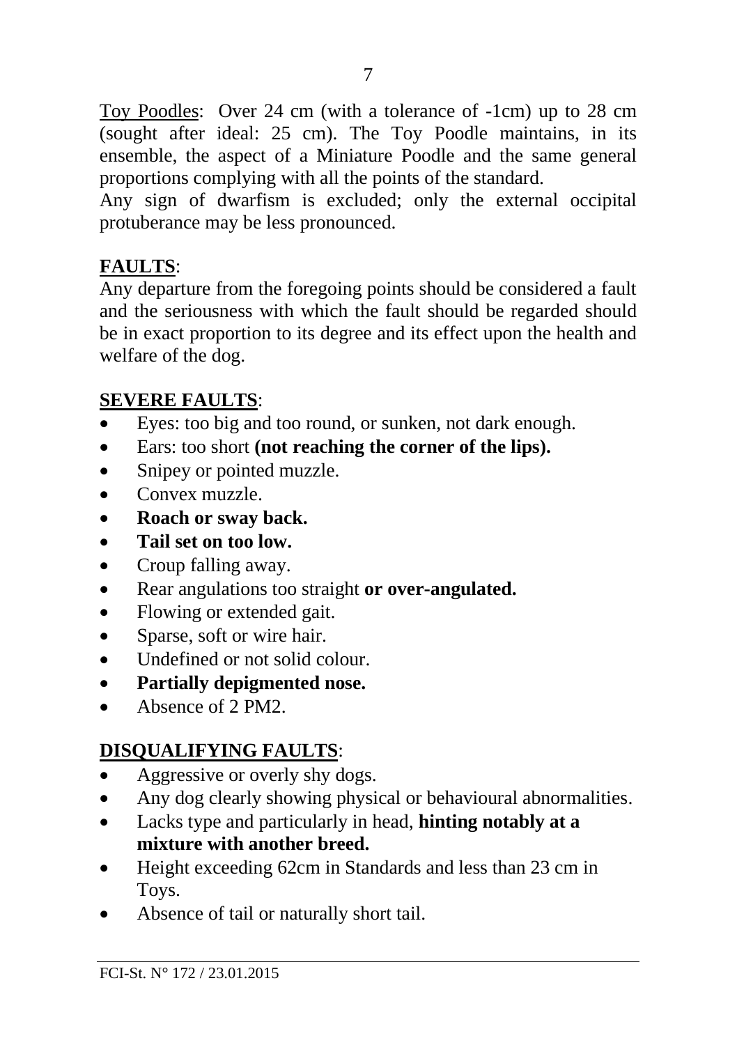<u>Toy Poodles</u>: Over 24 cm (with a tolerance of -1cm) up to 28 cm (sought after ideal: 25 cm). The Toy Poodle maintains, in its ensemble, the aspect of a Miniature Poodle and the same general proportions complying with all the points of the standard.
Any sign of dwarfism is excluded; only the external occipital protuberance may be less pronounced.

## FAULTS:

Any departure from the foregoing points should be considered a fault and the seriousness with which the fault should be regarded should be in exact proportion to its degree and its effect upon the health and welfare of the dog.

## SEVERE FAULTS:

- Eyes: too big and too round, or sunken, not dark enough.
- Ears: too short **(not reaching the corner of the lips).**
- Snipey or pointed muzzle.
- Convex muzzle.
- **Roach or sway back.**
- **Tail set on too low.**
- Croup falling away.
- Rear angulations too straight **or over-angulated.**
- Flowing or extended gait.
- Sparse, soft or wire hair.
- Undefined or not solid colour.
- **Partially depigmented nose.**
- Absence of 2 PM2.

## DISQUALIFYING FAULTS:

- Aggressive or overly shy dogs.
- Any dog clearly showing physical or behavioural abnormalities.
- Lacks type and particularly in head, **hinting notably at a mixture with another breed.**
- Height exceeding 62cm in Standards and less than 23 cm in Toys.
- Absence of tail or naturally short tail.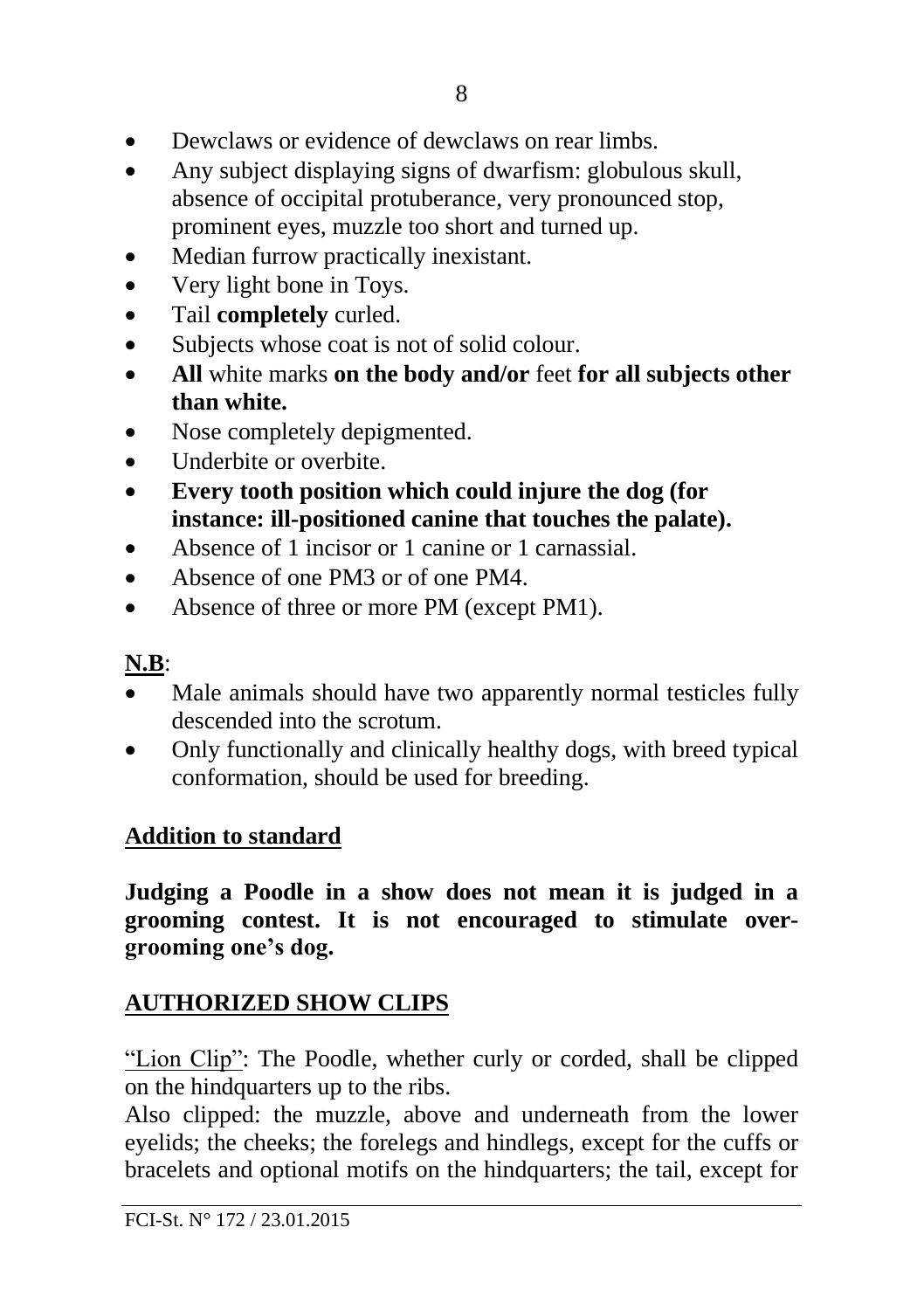- Dewclaws or evidence of dewclaws on rear limbs.
- Any subject displaying signs of dwarfism: globulous skull, absence of occipital protuberance, very pronounced stop, prominent eyes, muzzle too short and turned up.
- Median furrow practically inexistant.
- Very light bone in Toys.
- Tail **completely** curled.
- Subjects whose coat is not of solid colour.
- **All** white marks **on the body and/or** feet **for all subjects other than white.**
- Nose completely depigmented.
- Underbite or overbite.
- **Every tooth position which could injure the dog (for instance: ill-positioned canine that touches the palate).**
- Absence of 1 incisor or 1 canine or 1 carnassial.
- Absence of one PM3 or of one PM4.
- Absence of three or more PM (except PM1).

**N.B**:

- Male animals should have two apparently normal testicles fully descended into the scrotum.
- Only functionally and clinically healthy dogs, with breed typical conformation, should be used for breeding.

## Addition to standard

**Judging a Poodle in a show does not mean it is judged in a grooming contest. It is not encouraged to stimulate over-grooming one's dog.**

## AUTHORIZED SHOW CLIPS

"Lion Clip": The Poodle, whether curly or corded, shall be clipped on the hindquarters up to the ribs.

Also clipped: the muzzle, above and underneath from the lower eyelids; the cheeks; the forelegs and hindlegs, except for the cuffs or bracelets and optional motifs on the hindquarters; the tail, except for

FCI-St. N° 172 / 23.01.2015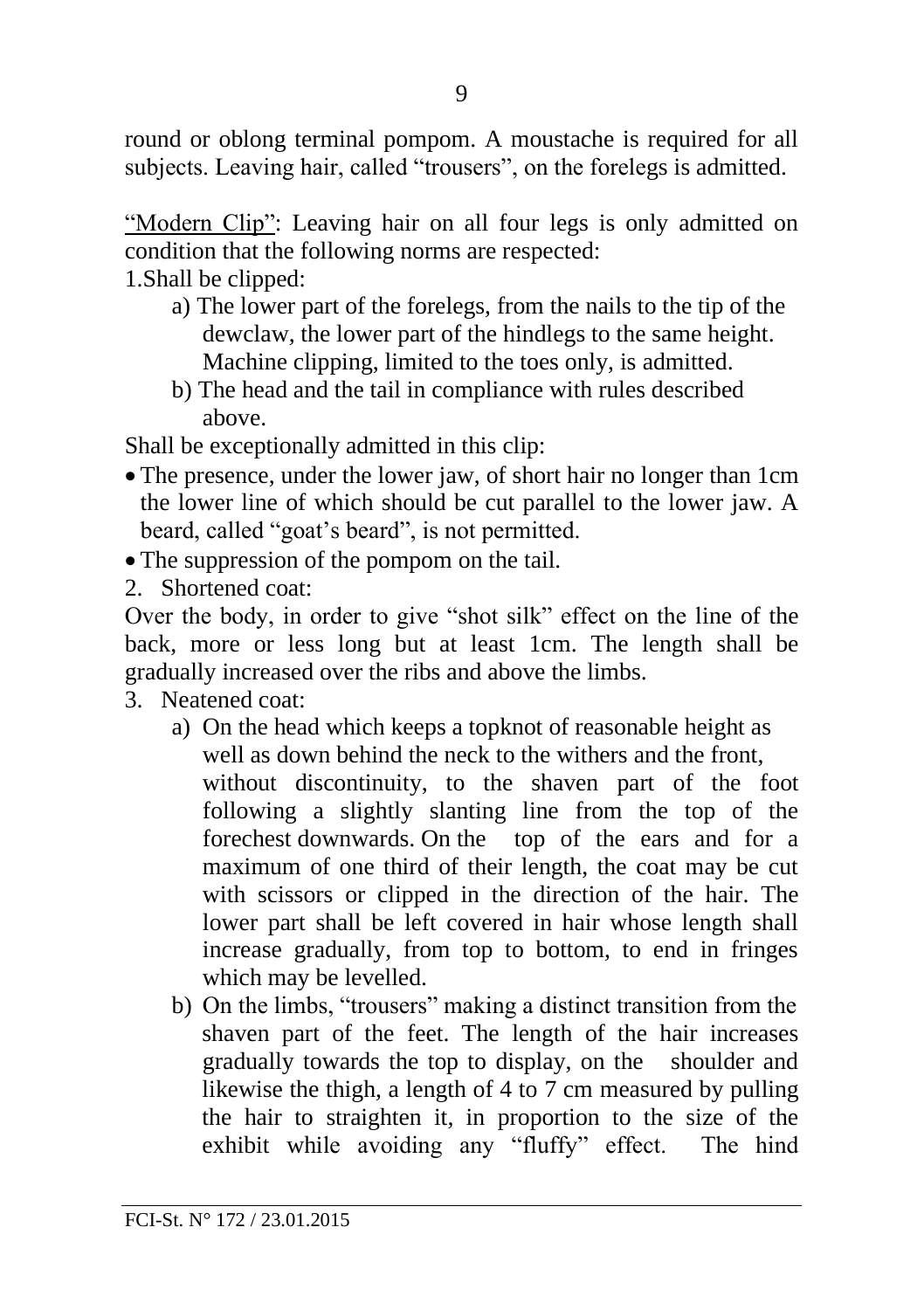round or oblong terminal pompom. A moustache is required for all subjects. Leaving hair, called "trousers", on the forelegs is admitted.

<u>"Modern Clip"</u>: Leaving hair on all four legs is only admitted on condition that the following norms are respected:

1.Shall be clipped:

a) The lower part of the forelegs, from the nails to the tip of the dewclaw, the lower part of the hindlegs to the same height. Machine clipping, limited to the toes only, is admitted.

b) The head and the tail in compliance with rules described above.

Shall be exceptionally admitted in this clip:

- The presence, under the lower jaw, of short hair no longer than 1cm the lower line of which should be cut parallel to the lower jaw. A beard, called "goat's beard", is not permitted.
- The suppression of the pompom on the tail.

2. Shortened coat:

Over the body, in order to give "shot silk" effect on the line of the back, more or less long but at least 1cm. The length shall be gradually increased over the ribs and above the limbs.

3. Neatened coat:

a) On the head which keeps a topknot of reasonable height as well as down behind the neck to the withers and the front, without discontinuity, to the shaven part of the foot following a slightly slanting line from the top of the forechest downwards. On the top of the ears and for a maximum of one third of their length, the coat may be cut with scissors or clipped in the direction of the hair. The lower part shall be left covered in hair whose length shall increase gradually, from top to bottom, to end in fringes which may be levelled.

b) On the limbs, "trousers" making a distinct transition from the shaven part of the feet. The length of the hair increases gradually towards the top to display, on the shoulder and likewise the thigh, a length of 4 to 7 cm measured by pulling the hair to straighten it, in proportion to the size of the exhibit while avoiding any "fluffy" effect. The hind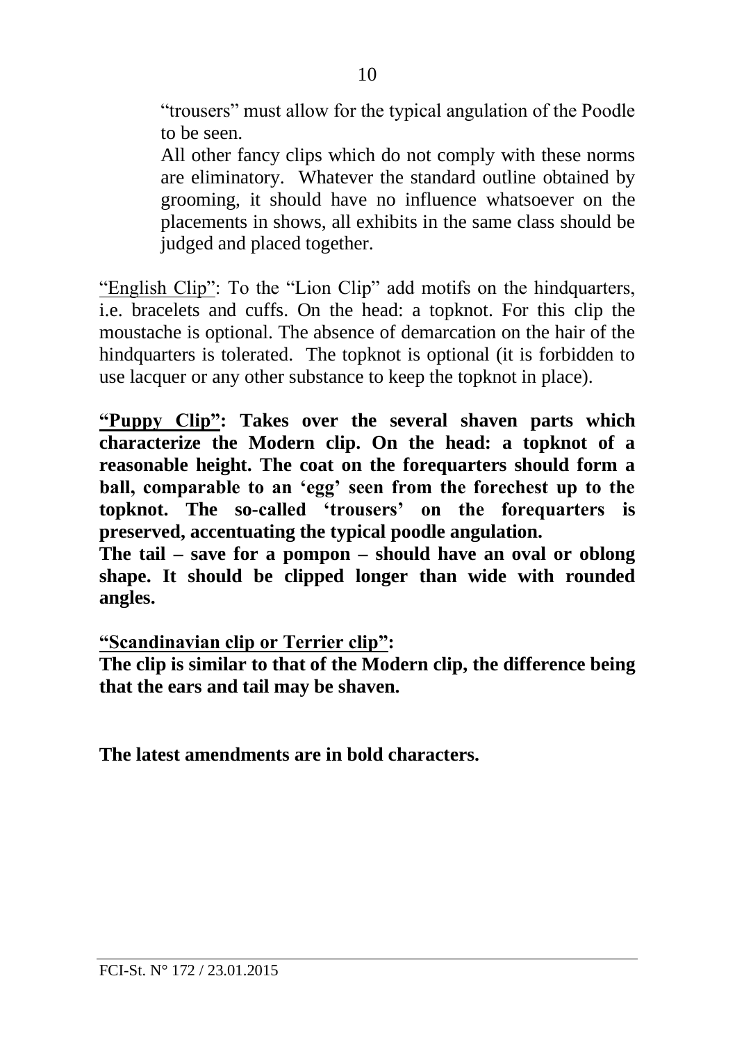"trousers" must allow for the typical angulation of the Poodle to be seen.

All other fancy clips which do not comply with these norms are eliminatory. Whatever the standard outline obtained by grooming, it should have no influence whatsoever on the placements in shows, all exhibits in the same class should be judged and placed together.

<u>"English Clip"</u>: To the "Lion Clip" add motifs on the hindquarters, i.e. bracelets and cuffs. On the head: a topknot. For this clip the moustache is optional. The absence of demarcation on the hair of the hindquarters is tolerated. The topknot is optional (it is forbidden to use lacquer or any other substance to keep the topknot in place).

**<u>"Puppy Clip"</u>: Takes over the several shaven parts which characterize the Modern clip. On the head: a topknot of a reasonable height. The coat on the forequarters should form a ball, comparable to an 'egg' seen from the forechest up to the topknot. The so-called 'trousers' on the forequarters is preserved, accentuating the typical poodle angulation.**

**The tail – save for a pompon – should have an oval or oblong shape. It should be clipped longer than wide with rounded angles.**

**<u>"Scandinavian clip or Terrier clip"</u>:**

**The clip is similar to that of the Modern clip, the difference being that the ears and tail may be shaven.**

**The latest amendments are in bold characters.**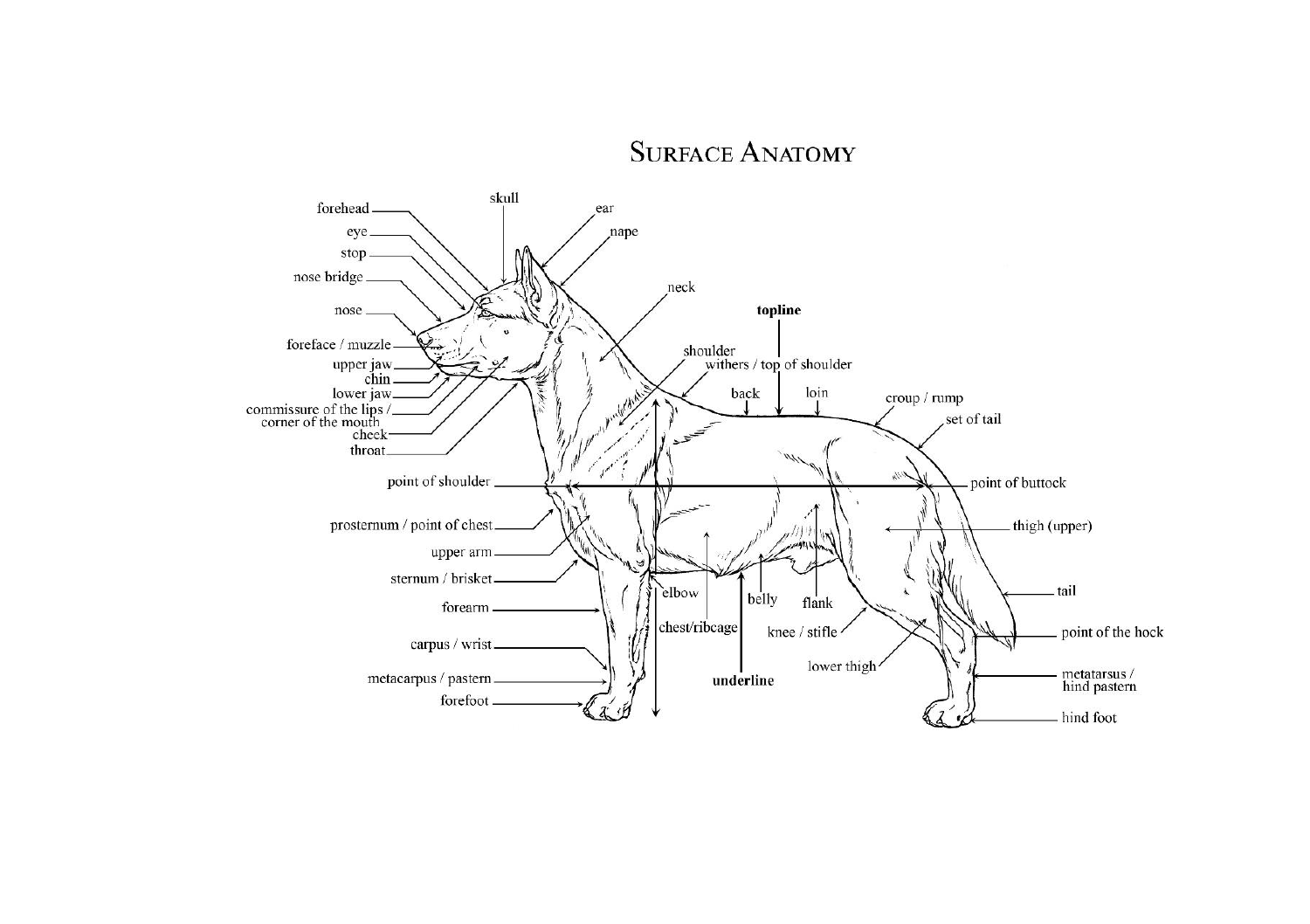# Surface Anatomy

forehead
eye
stop
nose bridge
nose
foreface / muzzle
upper jaw
chin
lower jaw
commissure of the lips / corner of the mouth
cheek
throat
skull
ear
nape
neck
**topline**
shoulder
withers / top of shoulder
back
loin
croup / rump
set of tail
point of shoulder
point of buttock
prosternum / point of chest
thigh (upper)
upper arm
sternum / brisket
elbow
belly
flank
tail
forearm
chest/ribcage
knee / stifle
point of the hock
carpus / wrist
lower thigh
metacarpus / pastern
**underline**
metatarsus / hind pastern
forefoot
hind foot